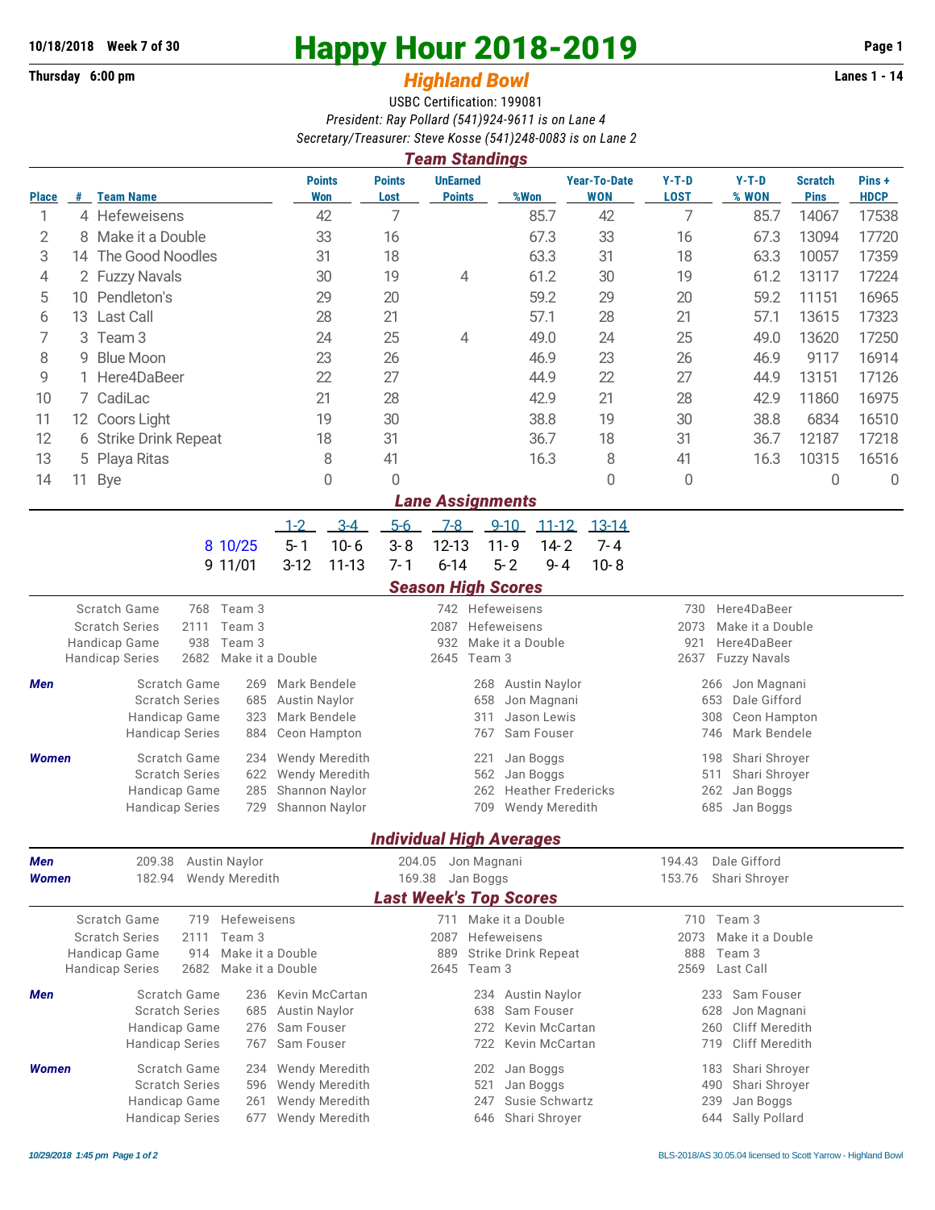10/18/2018 Week 7 of 30

# Happy Hour 2018-2019

Thursday 6:00 pm

## *Highland Bowl*

Lanes 1 - 14

USBC Certification: 199081

*President: Ray Pollard (541)924-9611 is on Lane 4*

*Secretary/Treasurer: Steve Kosse (541)248-0083 is on Lane 2*

### *Team Standings*

| Place | # | Team Name | Points Won | Points Lost | UnEarned Points | %Won | Year-To-Date WON | Y-T-D LOST | Y-T-D % WON | Scratch Pins | Pins + HDCP |
|---|---|---|---|---|---|---|---|---|---|---|---|
| 1 | 4 | Hefeweisens | 42 | 7 | | 85.7 | 42 | 7 | 85.7 | 14067 | 17538 |
| 2 | 8 | Make it a Double | 33 | 16 | | 67.3 | 33 | 16 | 67.3 | 13094 | 17720 |
| 3 | 14 | The Good Noodles | 31 | 18 | | 63.3 | 31 | 18 | 63.3 | 10057 | 17359 |
| 4 | 2 | Fuzzy Navals | 30 | 19 | 4 | 61.2 | 30 | 19 | 61.2 | 13117 | 17224 |
| 5 | 10 | Pendleton's | 29 | 20 | | 59.2 | 29 | 20 | 59.2 | 11151 | 16965 |
| 6 | 13 | Last Call | 28 | 21 | | 57.1 | 28 | 21 | 57.1 | 13615 | 17323 |
| 7 | 3 | Team 3 | 24 | 25 | 4 | 49.0 | 24 | 25 | 49.0 | 13620 | 17250 |
| 8 | 9 | Blue Moon | 23 | 26 | | 46.9 | 23 | 26 | 46.9 | 9117 | 16914 |
| 9 | 1 | Here4DaBeer | 22 | 27 | | 44.9 | 22 | 27 | 44.9 | 13151 | 17126 |
| 10 | 7 | CadiLac | 21 | 28 | | 42.9 | 21 | 28 | 42.9 | 11860 | 16975 |
| 11 | 12 | Coors Light | 19 | 30 | | 38.8 | 19 | 30 | 38.8 | 6834 | 16510 |
| 12 | 6 | Strike Drink Repeat | 18 | 31 | | 36.7 | 18 | 31 | 36.7 | 12187 | 17218 |
| 13 | 5 | Playa Ritas | 8 | 41 | | 16.3 | 8 | 41 | 16.3 | 10315 | 16516 |
| 14 | 11 | Bye | 0 | 0 | | | 0 | 0 | | 0 | 0 |

### *Lane Assignments*

| | 1-2 | 3-4 | 5-6 | 7-8 | 9-10 | 11-12 | 13-14 |
|---|---|---|---|---|---|---|---|
| 8 10/25 | 5- 1 | 10- 6 | 3- 8 | 12-13 | 11- 9 | 14- 2 | 7- 4 |
| 9 11/01 | 3-12 | 11-13 | 7- 1 | 6-14 | 5- 2 | 9- 4 | 10- 8 |

### *Season High Scores*

| | | | | | | | |
|---|---|---|---|---|---|---|---|
| | Scratch Game | 768 | Team 3 | 742 | Hefeweisens | 730 | Here4DaBeer |
| | Scratch Series | 2111 | Team 3 | 2087 | Hefeweisens | 2073 | Make it a Double |
| | Handicap Game | 938 | Team 3 | 932 | Make it a Double | 921 | Here4DaBeer |
| | Handicap Series | 2682 | Make it a Double | 2645 | Team 3 | 2637 | Fuzzy Navals |
| ***Men*** | Scratch Game | 269 | Mark Bendele | 268 | Austin Naylor | 266 | Jon Magnani |
| | Scratch Series | 685 | Austin Naylor | 658 | Jon Magnani | 653 | Dale Gifford |
| | Handicap Game | 323 | Mark Bendele | 311 | Jason Lewis | 308 | Ceon Hampton |
| | Handicap Series | 884 | Ceon Hampton | 767 | Sam Fouser | 746 | Mark Bendele |
| ***Women*** | Scratch Game | 234 | Wendy Meredith | 221 | Jan Boggs | 198 | Shari Shroyer |
| | Scratch Series | 622 | Wendy Meredith | 562 | Jan Boggs | 511 | Shari Shroyer |
| | Handicap Game | 285 | Shannon Naylor | 262 | Heather Fredericks | 262 | Jan Boggs |
| | Handicap Series | 729 | Shannon Naylor | 709 | Wendy Meredith | 685 | Jan Boggs |

### *Individual High Averages*

| | | | | | | |
|---|---|---|---|---|---|---|
| ***Men*** | 209.38 | Austin Naylor | 204.05 | Jon Magnani | 194.43 | Dale Gifford |
| ***Women*** | 182.94 | Wendy Meredith | 169.38 | Jan Boggs | 153.76 | Shari Shroyer |

### *Last Week's Top Scores*

| | | | | | | | |
|---|---|---|---|---|---|---|---|
| | Scratch Game | 719 | Hefeweisens | 711 | Make it a Double | 710 | Team 3 |
| | Scratch Series | 2111 | Team 3 | 2087 | Hefeweisens | 2073 | Make it a Double |
| | Handicap Game | 914 | Make it a Double | 889 | Strike Drink Repeat | 888 | Team 3 |
| | Handicap Series | 2682 | Make it a Double | 2645 | Team 3 | 2569 | Last Call |
| ***Men*** | Scratch Game | 236 | Kevin McCartan | 234 | Austin Naylor | 233 | Sam Fouser |
| | Scratch Series | 685 | Austin Naylor | 638 | Sam Fouser | 628 | Jon Magnani |
| | Handicap Game | 276 | Sam Fouser | 272 | Kevin McCartan | 260 | Cliff Meredith |
| | Handicap Series | 767 | Sam Fouser | 722 | Kevin McCartan | 719 | Cliff Meredith |
| ***Women*** | Scratch Game | 234 | Wendy Meredith | 202 | Jan Boggs | 183 | Shari Shroyer |
| | Scratch Series | 596 | Wendy Meredith | 521 | Jan Boggs | 490 | Shari Shroyer |
| | Handicap Game | 261 | Wendy Meredith | 247 | Susie Schwartz | 239 | Jan Boggs |
| | Handicap Series | 677 | Wendy Meredith | 646 | Shari Shroyer | 644 | Sally Pollard |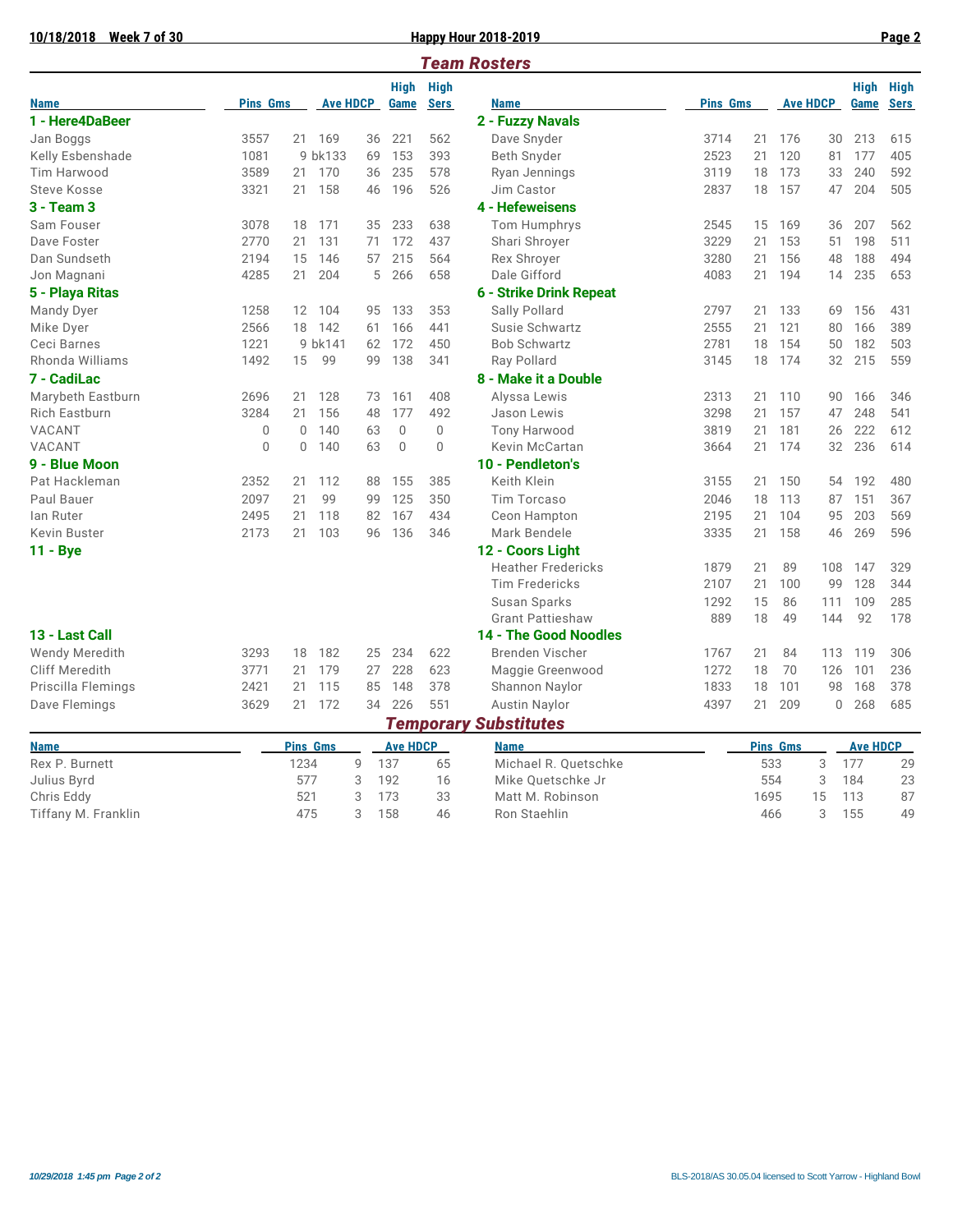## Team Rosters

| Name | Pins | Gms | Ave | HDCP | High Game | High Sers |
|---|---|---|---|---|---|---|
| **1 - Here4DaBeer** | | | | | | |
| Jan Boggs | 3557 | 21 | 169 | 36 | 221 | 562 |
| Kelly Esbenshade | 1081 | 9 | bk133 | 69 | 153 | 393 |
| Tim Harwood | 3589 | 21 | 170 | 36 | 235 | 578 |
| Steve Kosse | 3321 | 21 | 158 | 46 | 196 | 526 |
| **2 - Fuzzy Navals** | | | | | | |
| Dave Snyder | 3714 | 21 | 176 | 30 | 213 | 615 |
| Beth Snyder | 2523 | 21 | 120 | 81 | 177 | 405 |
| Ryan Jennings | 3119 | 18 | 173 | 33 | 240 | 592 |
| Jim Castor | 2837 | 18 | 157 | 47 | 204 | 505 |
| **3 - Team 3** | | | | | | |
| Sam Fouser | 3078 | 18 | 171 | 35 | 233 | 638 |
| Dave Foster | 2770 | 21 | 131 | 71 | 172 | 437 |
| Dan Sundseth | 2194 | 15 | 146 | 57 | 215 | 564 |
| Jon Magnani | 4285 | 21 | 204 | 5 | 266 | 658 |
| **4 - Hefeweisens** | | | | | | |
| Tom Humphrys | 2545 | 15 | 169 | 36 | 207 | 562 |
| Shari Shroyer | 3229 | 21 | 153 | 51 | 198 | 511 |
| Rex Shroyer | 3280 | 21 | 156 | 48 | 188 | 494 |
| Dale Gifford | 4083 | 21 | 194 | 14 | 235 | 653 |
| **5 - Playa Ritas** | | | | | | |
| Mandy Dyer | 1258 | 12 | 104 | 95 | 133 | 353 |
| Mike Dyer | 2566 | 18 | 142 | 61 | 166 | 441 |
| Ceci Barnes | 1221 | 9 | bk141 | 62 | 172 | 450 |
| Rhonda Williams | 1492 | 15 | 99 | 99 | 138 | 341 |
| **6 - Strike Drink Repeat** | | | | | | |
| Sally Pollard | 2797 | 21 | 133 | 69 | 156 | 431 |
| Susie Schwartz | 2555 | 21 | 121 | 80 | 166 | 389 |
| Bob Schwartz | 2781 | 18 | 154 | 50 | 182 | 503 |
| Ray Pollard | 3145 | 18 | 174 | 32 | 215 | 559 |
| **7 - CadiLac** | | | | | | |
| Marybeth Eastburn | 2696 | 21 | 128 | 73 | 161 | 408 |
| Rich Eastburn | 3284 | 21 | 156 | 48 | 177 | 492 |
| VACANT | 0 | 0 | 140 | 63 | 0 | 0 |
| VACANT | 0 | 0 | 140 | 63 | 0 | 0 |
| **8 - Make it a Double** | | | | | | |
| Alyssa Lewis | 2313 | 21 | 110 | 90 | 166 | 346 |
| Jason Lewis | 3298 | 21 | 157 | 47 | 248 | 541 |
| Tony Harwood | 3819 | 21 | 181 | 26 | 222 | 612 |
| Kevin McCartan | 3664 | 21 | 174 | 32 | 236 | 614 |
| **9 - Blue Moon** | | | | | | |
| Pat Hackleman | 2352 | 21 | 112 | 88 | 155 | 385 |
| Paul Bauer | 2097 | 21 | 99 | 99 | 125 | 350 |
| Ian Ruter | 2495 | 21 | 118 | 82 | 167 | 434 |
| Kevin Buster | 2173 | 21 | 103 | 96 | 136 | 346 |
| **10 - Pendleton's** | | | | | | |
| Keith Klein | 3155 | 21 | 150 | 54 | 192 | 480 |
| Tim Torcaso | 2046 | 18 | 113 | 87 | 151 | 367 |
| Ceon Hampton | 2195 | 21 | 104 | 95 | 203 | 569 |
| Mark Bendele | 3335 | 21 | 158 | 46 | 269 | 596 |
| **11 - Bye** | | | | | | |
| **12 - Coors Light** | | | | | | |
| Heather Fredericks | 1879 | 21 | 89 | 108 | 147 | 329 |
| Tim Fredericks | 2107 | 21 | 100 | 99 | 128 | 344 |
| Susan Sparks | 1292 | 15 | 86 | 111 | 109 | 285 |
| Grant Pattieshaw | 889 | 18 | 49 | 144 | 92 | 178 |
| **13 - Last Call** | | | | | | |
| Wendy Meredith | 3293 | 18 | 182 | 25 | 234 | 622 |
| Cliff Meredith | 3771 | 21 | 179 | 27 | 228 | 623 |
| Priscilla Flemings | 2421 | 21 | 115 | 85 | 148 | 378 |
| Dave Flemings | 3629 | 21 | 172 | 34 | 226 | 551 |
| **14 - The Good Noodles** | | | | | | |
| Brenden Vischer | 1767 | 21 | 84 | 113 | 119 | 306 |
| Maggie Greenwood | 1272 | 18 | 70 | 126 | 101 | 236 |
| Shannon Naylor | 1833 | 18 | 101 | 98 | 168 | 378 |
| Austin Naylor | 4397 | 21 | 209 | 0 | 268 | 685 |

## Temporary Substitutes

| Name | Pins | Gms | Ave | HDCP |
|---|---|---|---|---|
| Rex P. Burnett | 1234 | 9 | 137 | 65 |
| Julius Byrd | 577 | 3 | 192 | 16 |
| Chris Eddy | 521 | 3 | 173 | 33 |
| Tiffany M. Franklin | 475 | 3 | 158 | 46 |
| Michael R. Quetschke | 533 | 3 | 177 | 29 |
| Mike Quetschke Jr | 554 | 3 | 184 | 23 |
| Matt M. Robinson | 1695 | 15 | 113 | 87 |
| Ron Staehlin | 466 | 3 | 155 | 49 |